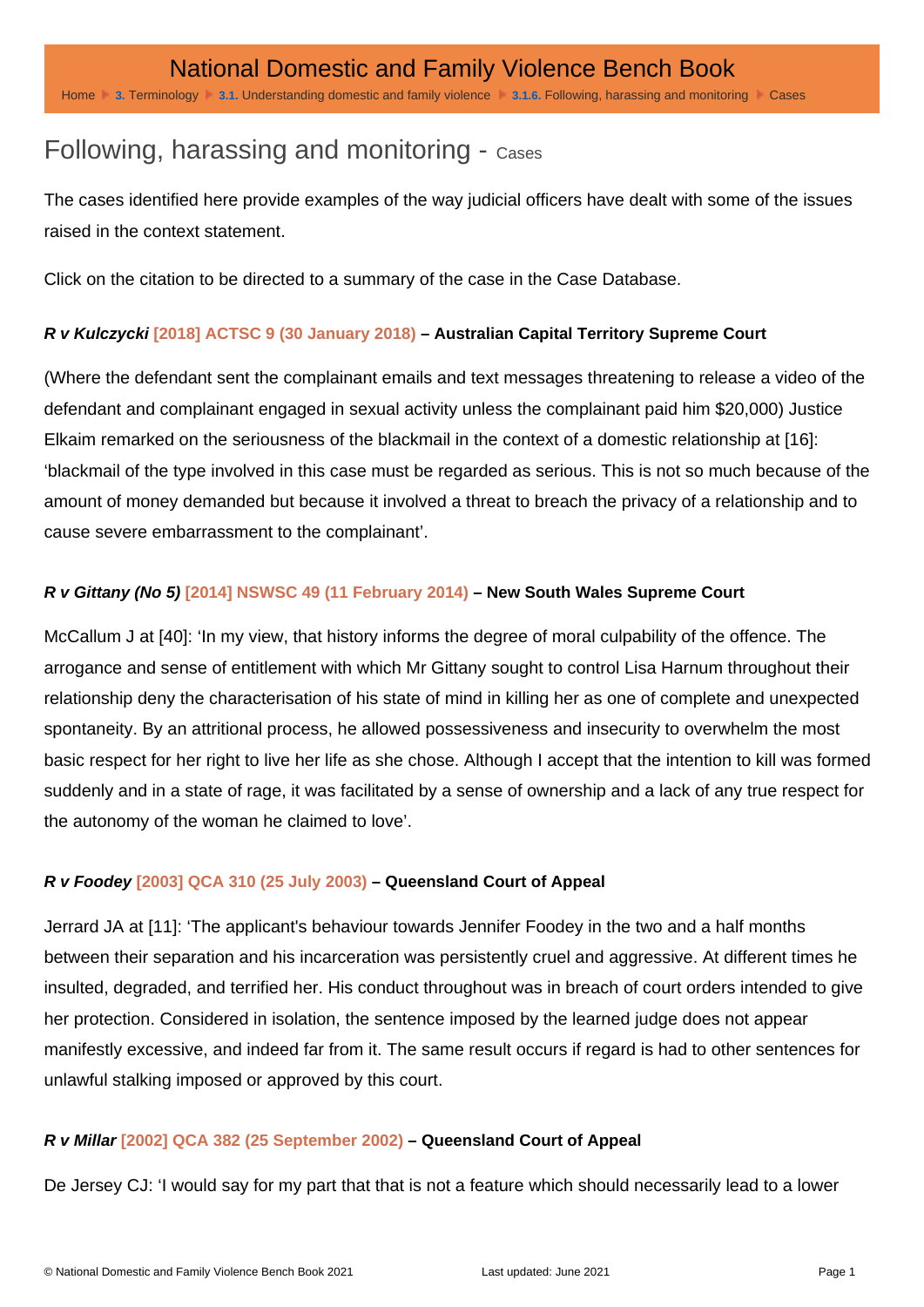# Following, harassing and monitoring - Cases

The cases identified here provide examples of the way judicial officers have dealt with some of the issues raised in the context statement.

Click on the citation to be directed to a summary of the case in the Case Database.

***R v Kulczycki*** **[2018] ACTSC 9 (30 January 2018) – Australian Capital Territory Supreme Court**

(Where the defendant sent the complainant emails and text messages threatening to release a video of the defendant and complainant engaged in sexual activity unless the complainant paid him $20,000) Justice Elkaim remarked on the seriousness of the blackmail in the context of a domestic relationship at [16]: 'blackmail of the type involved in this case must be regarded as serious. This is not so much because of the amount of money demanded but because it involved a threat to breach the privacy of a relationship and to cause severe embarrassment to the complainant'.

***R v Gittany (No 5)*** **[2014] NSWSC 49 (11 February 2014) – New South Wales Supreme Court**

McCallum J at [40]: 'In my view, that history informs the degree of moral culpability of the offence. The arrogance and sense of entitlement with which Mr Gittany sought to control Lisa Harnum throughout their relationship deny the characterisation of his state of mind in killing her as one of complete and unexpected spontaneity. By an attritional process, he allowed possessiveness and insecurity to overwhelm the most basic respect for her right to live her life as she chose. Although I accept that the intention to kill was formed suddenly and in a state of rage, it was facilitated by a sense of ownership and a lack of any true respect for the autonomy of the woman he claimed to love'.

***R v Foodey*** **[2003] QCA 310 (25 July 2003) – Queensland Court of Appeal**

Jerrard JA at [11]: 'The applicant's behaviour towards Jennifer Foodey in the two and a half months between their separation and his incarceration was persistently cruel and aggressive. At different times he insulted, degraded, and terrified her. His conduct throughout was in breach of court orders intended to give her protection. Considered in isolation, the sentence imposed by the learned judge does not appear manifestly excessive, and indeed far from it. The same result occurs if regard is had to other sentences for unlawful stalking imposed or approved by this court.

***R v Millar*** **[2002] QCA 382 (25 September 2002) – Queensland Court of Appeal**

De Jersey CJ: 'I would say for my part that that is not a feature which should necessarily lead to a lower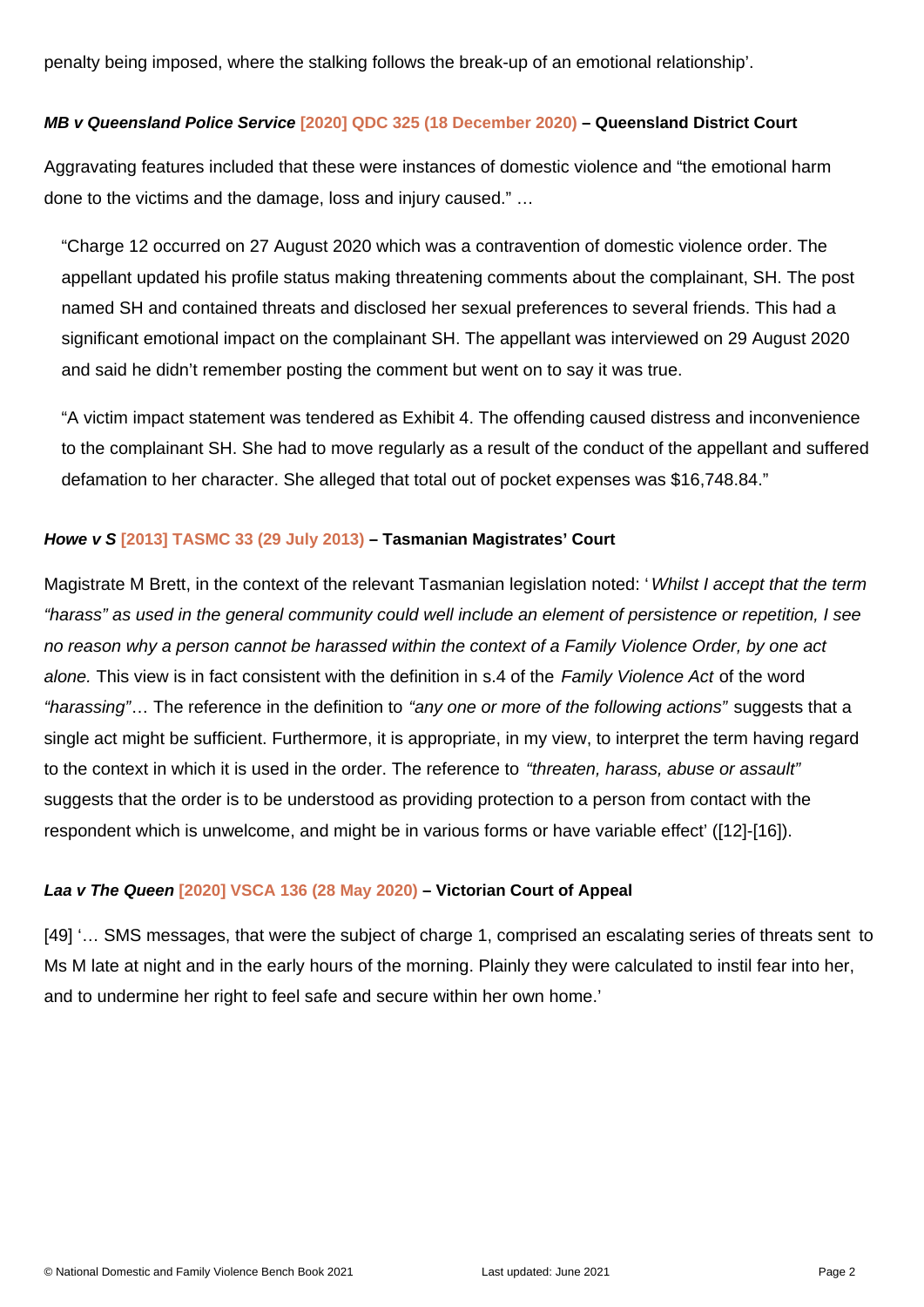penalty being imposed, where the stalking follows the break-up of an emotional relationship'.

***MB v Queensland Police Service* [2020] QDC 325 (18 December 2020) – Queensland District Court**

Aggravating features included that these were instances of domestic violence and "the emotional harm done to the victims and the damage, loss and injury caused." …

> "Charge 12 occurred on 27 August 2020 which was a contravention of domestic violence order. The appellant updated his profile status making threatening comments about the complainant, SH. The post named SH and contained threats and disclosed her sexual preferences to several friends. This had a significant emotional impact on the complainant SH. The appellant was interviewed on 29 August 2020 and said he didn't remember posting the comment but went on to say it was true.
>
> "A victim impact statement was tendered as Exhibit 4. The offending caused distress and inconvenience to the complainant SH. She had to move regularly as a result of the conduct of the appellant and suffered defamation to her character. She alleged that total out of pocket expenses was $16,748.84."

***Howe v S* [2013] TASMC 33 (29 July 2013) – Tasmanian Magistrates' Court**

Magistrate M Brett, in the context of the relevant Tasmanian legislation noted: '*Whilst I accept that the term "harass" as used in the general community could well include an element of persistence or repetition, I see no reason why a person cannot be harassed within the context of a Family Violence Order, by one act alone.* This view is in fact consistent with the definition in s.4 of the *Family Violence Act* of the word *"harassing"*… The reference in the definition to *"any one or more of the following actions"* suggests that a single act might be sufficient. Furthermore, it is appropriate, in my view, to interpret the term having regard to the context in which it is used in the order. The reference to *"threaten, harass, abuse or assault"* suggests that the order is to be understood as providing protection to a person from contact with the respondent which is unwelcome, and might be in various forms or have variable effect' ([12]-[16]).

***Laa v The Queen* [2020] VSCA 136 (28 May 2020) – Victorian Court of Appeal**

[49] '… SMS messages, that were the subject of charge 1, comprised an escalating series of threats sent to Ms M late at night and in the early hours of the morning. Plainly they were calculated to instil fear into her, and to undermine her right to feel safe and secure within her own home.'